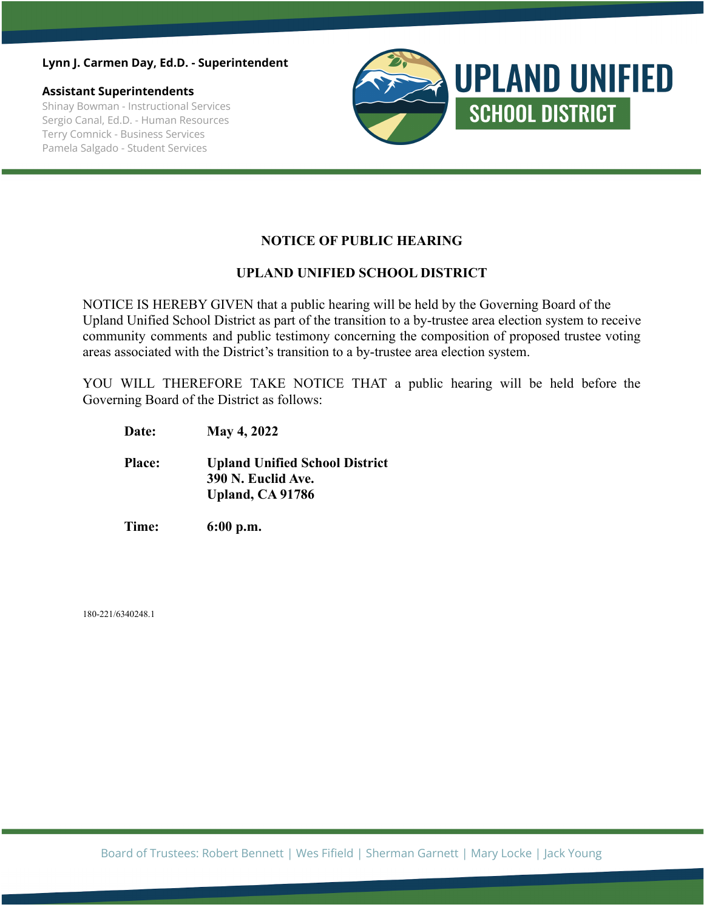**Lynn J. Carmen Day, Ed.D. - Superintendent**

**Assistant Superintendents**

Shinay Bowman - Instructional Services
Sergio Canal, Ed.D. - Human Resources
Terry Comnick - Business Services
Pamela Salgado - Student Services

**UPLAND UNIFIED SCHOOL DISTRICT**

# NOTICE OF PUBLIC HEARING

## UPLAND UNIFIED SCHOOL DISTRICT

NOTICE IS HEREBY GIVEN that a public hearing will be held by the Governing Board of the Upland Unified School District as part of the transition to a by-trustee area election system to receive community comments and public testimony concerning the composition of proposed trustee voting areas associated with the District's transition to a by-trustee area election system.

YOU WILL THEREFORE TAKE NOTICE THAT a public hearing will be held before the Governing Board of the District as follows:

**Date:** **May 4, 2022**

**Place:** **Upland Unified School District**
**390 N. Euclid Ave.**
**Upland, CA 91786**

**Time:** **6:00 p.m.**

180-221/6340248.1

Board of Trustees: Robert Bennett | Wes Fifield | Sherman Garnett | Mary Locke | Jack Young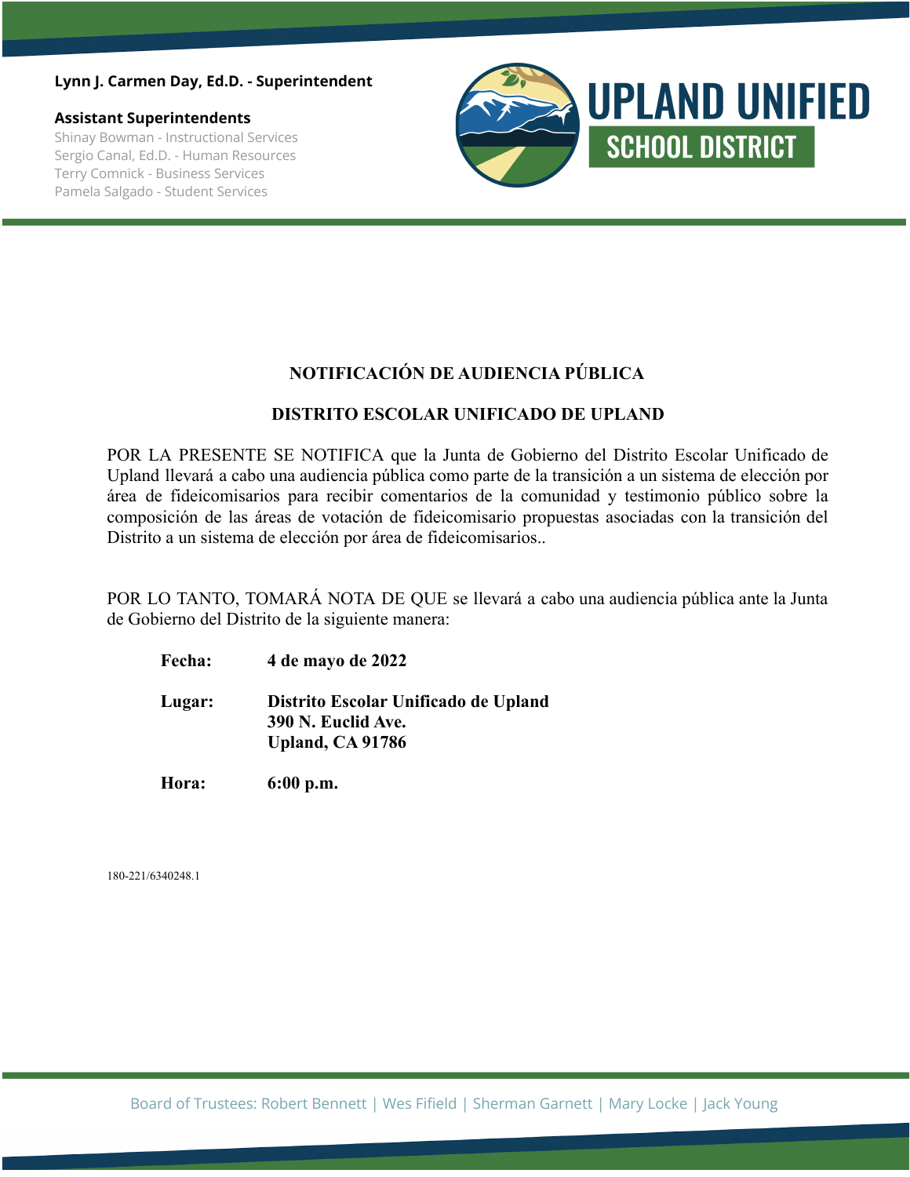**Lynn J. Carmen Day, Ed.D. - Superintendent**

**Assistant Superintendents**
Shinay Bowman - Instructional Services
Sergio Canal, Ed.D. - Human Resources
Terry Comnick - Business Services
Pamela Salgado - Student Services

UPLAND UNIFIED
SCHOOL DISTRICT

## NOTIFICACIÓN DE AUDIENCIA PÚBLICA

## DISTRITO ESCOLAR UNIFICADO DE UPLAND

POR LA PRESENTE SE NOTIFICA que la Junta de Gobierno del Distrito Escolar Unificado de Upland llevará a cabo una audiencia pública como parte de la transición a un sistema de elección por área de fideicomisarios para recibir comentarios de la comunidad y testimonio público sobre la composición de las áreas de votación de fideicomisario propuestas asociadas con la transición del Distrito a un sistema de elección por área de fideicomisarios..

POR LO TANTO, TOMARÁ NOTA DE QUE se llevará a cabo una audiencia pública ante la Junta de Gobierno del Distrito de la siguiente manera:

**Fecha:** **4 de mayo de 2022**

**Lugar:** **Distrito Escolar Unificado de Upland**
**390 N. Euclid Ave.**
**Upland, CA 91786**

**Hora:** **6:00 p.m.**

180-221/6340248.1

Board of Trustees: Robert Bennett | Wes Fifield | Sherman Garnett | Mary Locke | Jack Young